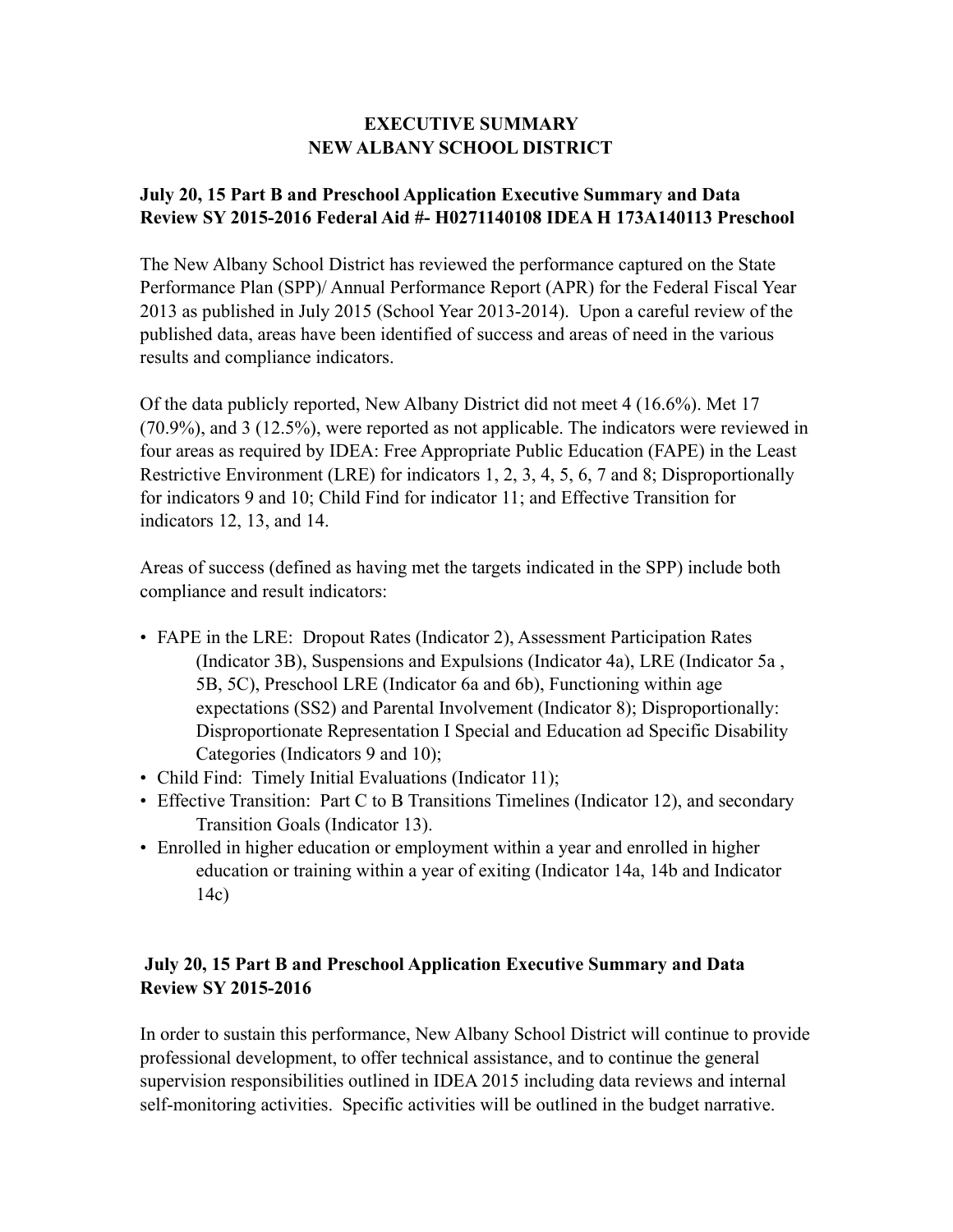**EXECUTIVE SUMMARY**
**NEW ALBANY SCHOOL DISTRICT**

**July 20, 15 Part B and Preschool Application Executive Summary and Data Review SY 2015-2016 Federal Aid #- H0271140108 IDEA H 173A140113 Preschool**

The New Albany School District has reviewed the performance captured on the State Performance Plan (SPP)/ Annual Performance Report (APR) for the Federal Fiscal Year 2013 as published in July 2015 (School Year 2013-2014). Upon a careful review of the published data, areas have been identified of success and areas of need in the various results and compliance indicators.

Of the data publicly reported, New Albany District did not meet 4 (16.6%). Met 17 (70.9%), and 3 (12.5%), were reported as not applicable. The indicators were reviewed in four areas as required by IDEA: Free Appropriate Public Education (FAPE) in the Least Restrictive Environment (LRE) for indicators 1, 2, 3, 4, 5, 6, 7 and 8; Disproportionally for indicators 9 and 10; Child Find for indicator 11; and Effective Transition for indicators 12, 13, and 14.

Areas of success (defined as having met the targets indicated in the SPP) include both compliance and result indicators:

- FAPE in the LRE: Dropout Rates (Indicator 2), Assessment Participation Rates (Indicator 3B), Suspensions and Expulsions (Indicator 4a), LRE (Indicator 5a , 5B, 5C), Preschool LRE (Indicator 6a and 6b), Functioning within age expectations (SS2) and Parental Involvement (Indicator 8); Disproportionally: Disproportionate Representation I Special and Education ad Specific Disability Categories (Indicators 9 and 10);
- Child Find: Timely Initial Evaluations (Indicator 11);
- Effective Transition: Part C to B Transitions Timelines (Indicator 12), and secondary Transition Goals (Indicator 13).
- Enrolled in higher education or employment within a year and enrolled in higher education or training within a year of exiting (Indicator 14a, 14b and Indicator 14c)

**July 20, 15 Part B and Preschool Application Executive Summary and Data Review SY 2015-2016**

In order to sustain this performance, New Albany School District will continue to provide professional development, to offer technical assistance, and to continue the general supervision responsibilities outlined in IDEA 2015 including data reviews and internal self-monitoring activities. Specific activities will be outlined in the budget narrative.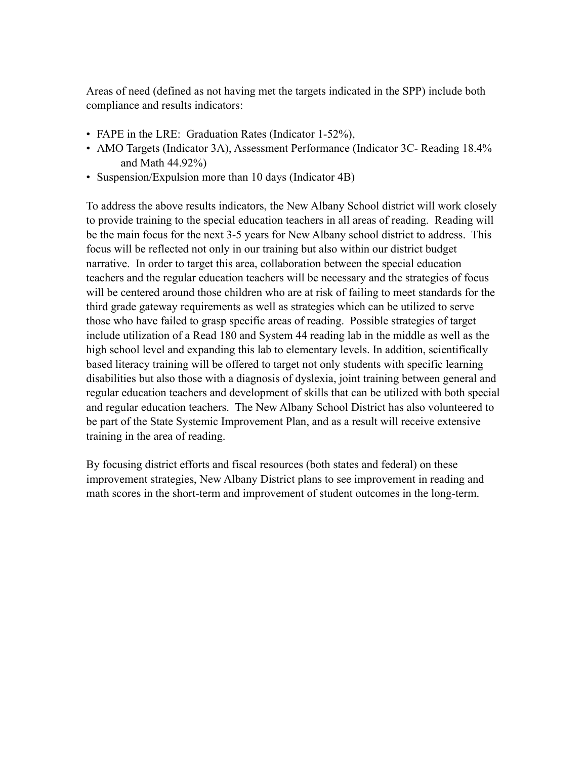Areas of need (defined as not having met the targets indicated in the SPP) include both compliance and results indicators:

- FAPE in the LRE: Graduation Rates (Indicator 1-52%),
- AMO Targets (Indicator 3A), Assessment Performance (Indicator 3C- Reading 18.4% and Math 44.92%)
- Suspension/Expulsion more than 10 days (Indicator 4B)

To address the above results indicators, the New Albany School district will work closely to provide training to the special education teachers in all areas of reading. Reading will be the main focus for the next 3-5 years for New Albany school district to address. This focus will be reflected not only in our training but also within our district budget narrative. In order to target this area, collaboration between the special education teachers and the regular education teachers will be necessary and the strategies of focus will be centered around those children who are at risk of failing to meet standards for the third grade gateway requirements as well as strategies which can be utilized to serve those who have failed to grasp specific areas of reading. Possible strategies of target include utilization of a Read 180 and System 44 reading lab in the middle as well as the high school level and expanding this lab to elementary levels. In addition, scientifically based literacy training will be offered to target not only students with specific learning disabilities but also those with a diagnosis of dyslexia, joint training between general and regular education teachers and development of skills that can be utilized with both special and regular education teachers. The New Albany School District has also volunteered to be part of the State Systemic Improvement Plan, and as a result will receive extensive training in the area of reading.

By focusing district efforts and fiscal resources (both states and federal) on these improvement strategies, New Albany District plans to see improvement in reading and math scores in the short-term and improvement of student outcomes in the long-term.